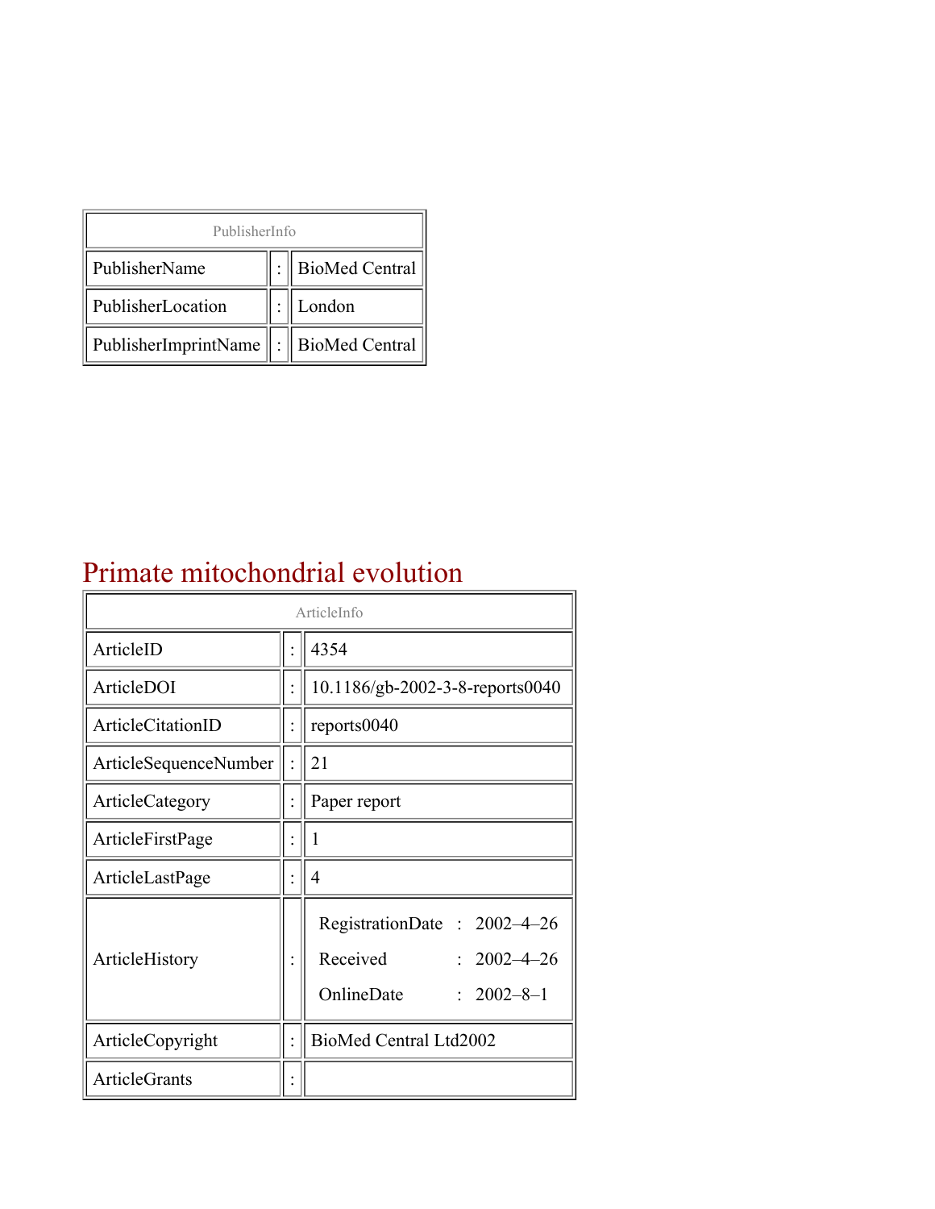| PublisherInfo | | |
|---|---|---|
| PublisherName | : | BioMed Central |
| PublisherLocation | : | London |
| PublisherImprintName | : | BioMed Central |

# Primate mitochondrial evolution

| ArticleInfo | | |
|---|---|---|
| ArticleID | : | 4354 |
| ArticleDOI | : | 10.1186/gb-2002-3-8-reports0040 |
| ArticleCitationID | : | reports0040 |
| ArticleSequenceNumber | : | 21 |
| ArticleCategory | : | Paper report |
| ArticleFirstPage | : | 1 |
| ArticleLastPage | : | 4 |
| ArticleHistory | : | RegistrationDate : 2002–4–26<br>Received : 2002–4–26<br>OnlineDate : 2002–8–1 |
| ArticleCopyright | : | BioMed Central Ltd2002 |
| ArticleGrants | : | |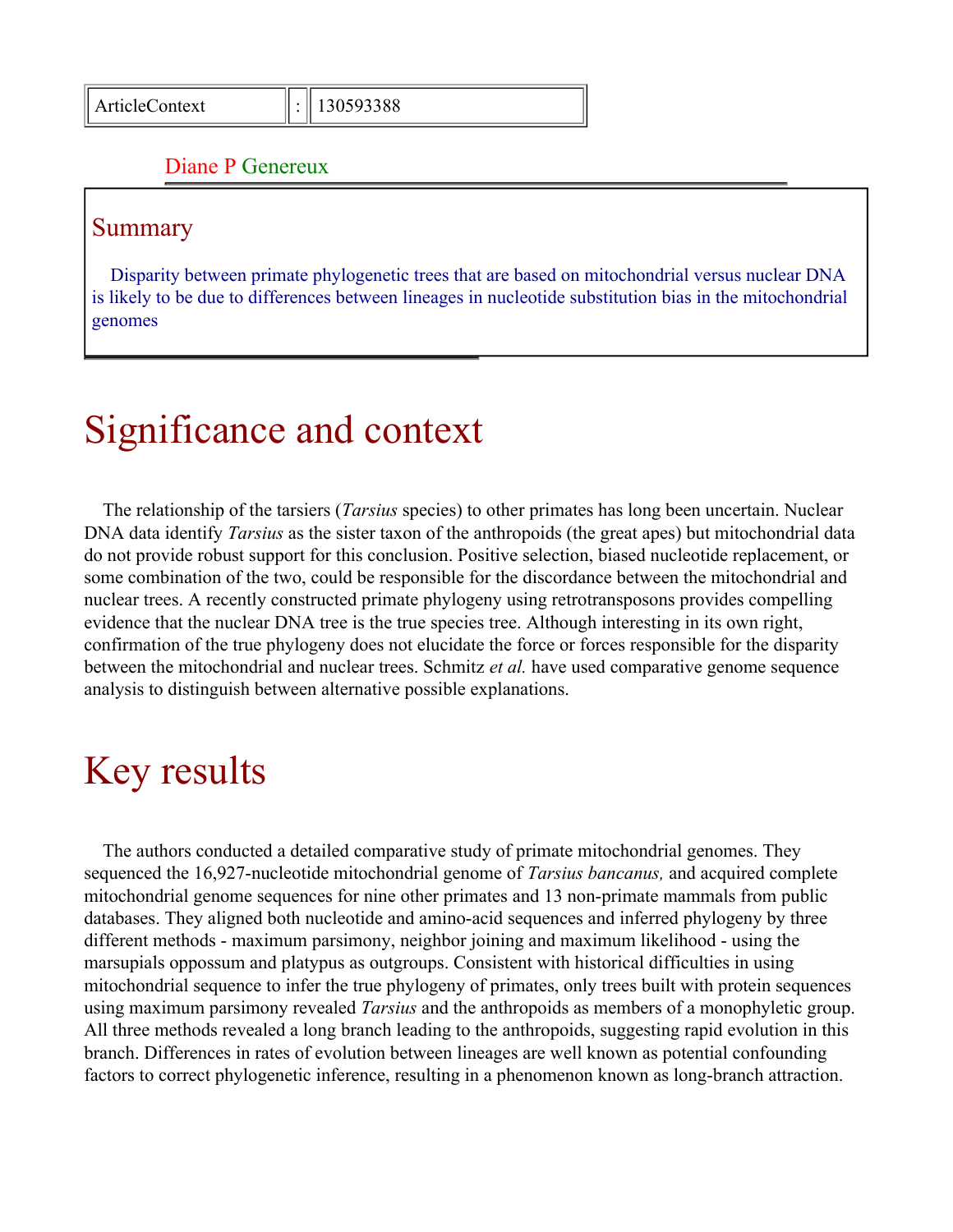| ArticleContext | : | 130593388 |
|---|---|---|

Diane P Genereux

## Summary

Disparity between primate phylogenetic trees that are based on mitochondrial versus nuclear DNA is likely to be due to differences between lineages in nucleotide substitution bias in the mitochondrial genomes

# Significance and context

The relationship of the tarsiers (*Tarsius* species) to other primates has long been uncertain. Nuclear DNA data identify *Tarsius* as the sister taxon of the anthropoids (the great apes) but mitochondrial data do not provide robust support for this conclusion. Positive selection, biased nucleotide replacement, or some combination of the two, could be responsible for the discordance between the mitochondrial and nuclear trees. A recently constructed primate phylogeny using retrotransposons provides compelling evidence that the nuclear DNA tree is the true species tree. Although interesting in its own right, confirmation of the true phylogeny does not elucidate the force or forces responsible for the disparity between the mitochondrial and nuclear trees. Schmitz *et al.* have used comparative genome sequence analysis to distinguish between alternative possible explanations.

# Key results

The authors conducted a detailed comparative study of primate mitochondrial genomes. They sequenced the 16,927-nucleotide mitochondrial genome of *Tarsius bancanus,* and acquired complete mitochondrial genome sequences for nine other primates and 13 non-primate mammals from public databases. They aligned both nucleotide and amino-acid sequences and inferred phylogeny by three different methods - maximum parsimony, neighbor joining and maximum likelihood - using the marsupials oppossum and platypus as outgroups. Consistent with historical difficulties in using mitochondrial sequence to infer the true phylogeny of primates, only trees built with protein sequences using maximum parsimony revealed *Tarsius* and the anthropoids as members of a monophyletic group. All three methods revealed a long branch leading to the anthropoids, suggesting rapid evolution in this branch. Differences in rates of evolution between lineages are well known as potential confounding factors to correct phylogenetic inference, resulting in a phenomenon known as long-branch attraction.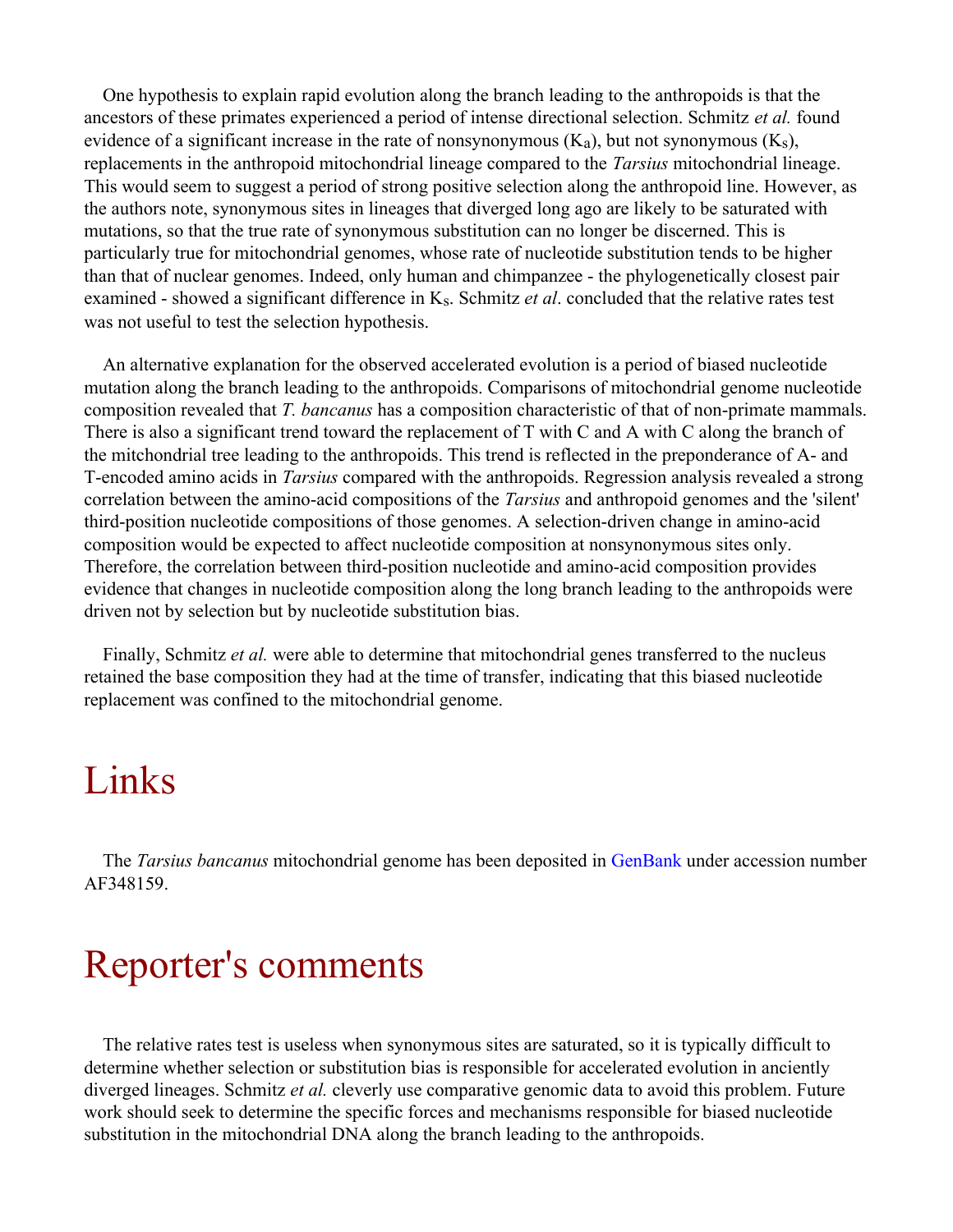One hypothesis to explain rapid evolution along the branch leading to the anthropoids is that the ancestors of these primates experienced a period of intense directional selection. Schmitz *et al.* found evidence of a significant increase in the rate of nonsynonymous ($K_a$), but not synonymous ($K_s$), replacements in the anthropoid mitochondrial lineage compared to the *Tarsius* mitochondrial lineage. This would seem to suggest a period of strong positive selection along the anthropoid line. However, as the authors note, synonymous sites in lineages that diverged long ago are likely to be saturated with mutations, so that the true rate of synonymous substitution can no longer be discerned. This is particularly true for mitochondrial genomes, whose rate of nucleotide substitution tends to be higher than that of nuclear genomes. Indeed, only human and chimpanzee - the phylogenetically closest pair examined - showed a significant difference in $K_s$. Schmitz *et al*. concluded that the relative rates test was not useful to test the selection hypothesis.

An alternative explanation for the observed accelerated evolution is a period of biased nucleotide mutation along the branch leading to the anthropoids. Comparisons of mitochondrial genome nucleotide composition revealed that *T. bancanus* has a composition characteristic of that of non-primate mammals. There is also a significant trend toward the replacement of T with C and A with C along the branch of the mitchondrial tree leading to the anthropoids. This trend is reflected in the preponderance of A- and T-encoded amino acids in *Tarsius* compared with the anthropoids. Regression analysis revealed a strong correlation between the amino-acid compositions of the *Tarsius* and anthropoid genomes and the 'silent' third-position nucleotide compositions of those genomes. A selection-driven change in amino-acid composition would be expected to affect nucleotide composition at nonsynonymous sites only. Therefore, the correlation between third-position nucleotide and amino-acid composition provides evidence that changes in nucleotide composition along the long branch leading to the anthropoids were driven not by selection but by nucleotide substitution bias.

Finally, Schmitz *et al.* were able to determine that mitochondrial genes transferred to the nucleus retained the base composition they had at the time of transfer, indicating that this biased nucleotide replacement was confined to the mitochondrial genome.

# Links

The *Tarsius bancanus* mitochondrial genome has been deposited in GenBank under accession number AF348159.

# Reporter's comments

The relative rates test is useless when synonymous sites are saturated, so it is typically difficult to determine whether selection or substitution bias is responsible for accelerated evolution in anciently diverged lineages. Schmitz *et al.* cleverly use comparative genomic data to avoid this problem. Future work should seek to determine the specific forces and mechanisms responsible for biased nucleotide substitution in the mitochondrial DNA along the branch leading to the anthropoids.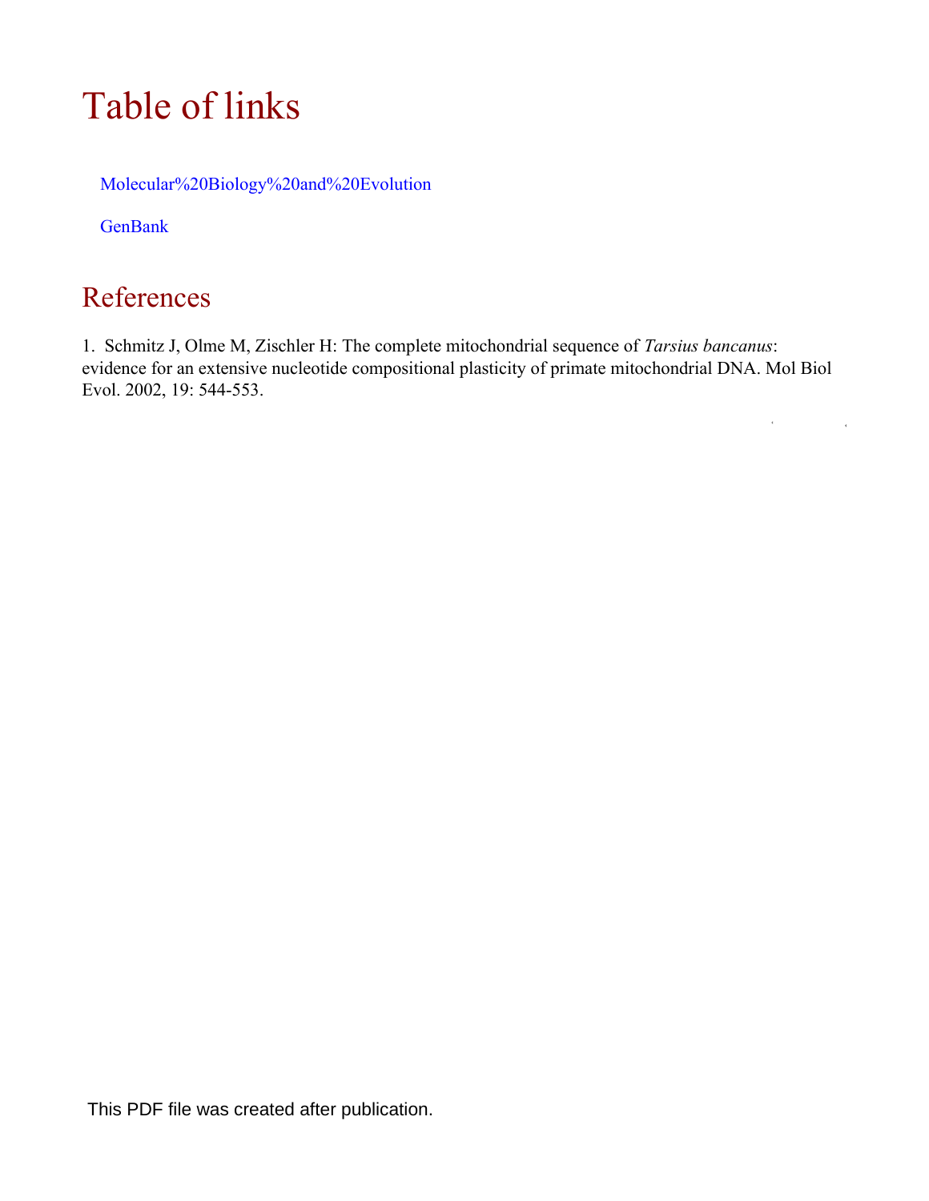# Table of links

Molecular%20Biology%20and%20Evolution

GenBank

## References

1. Schmitz J, Olme M, Zischler H: The complete mitochondrial sequence of *Tarsius bancanus*: evidence for an extensive nucleotide compositional plasticity of primate mitochondrial DNA. Mol Biol Evol. 2002, 19: 544-553.

This PDF file was created after publication.